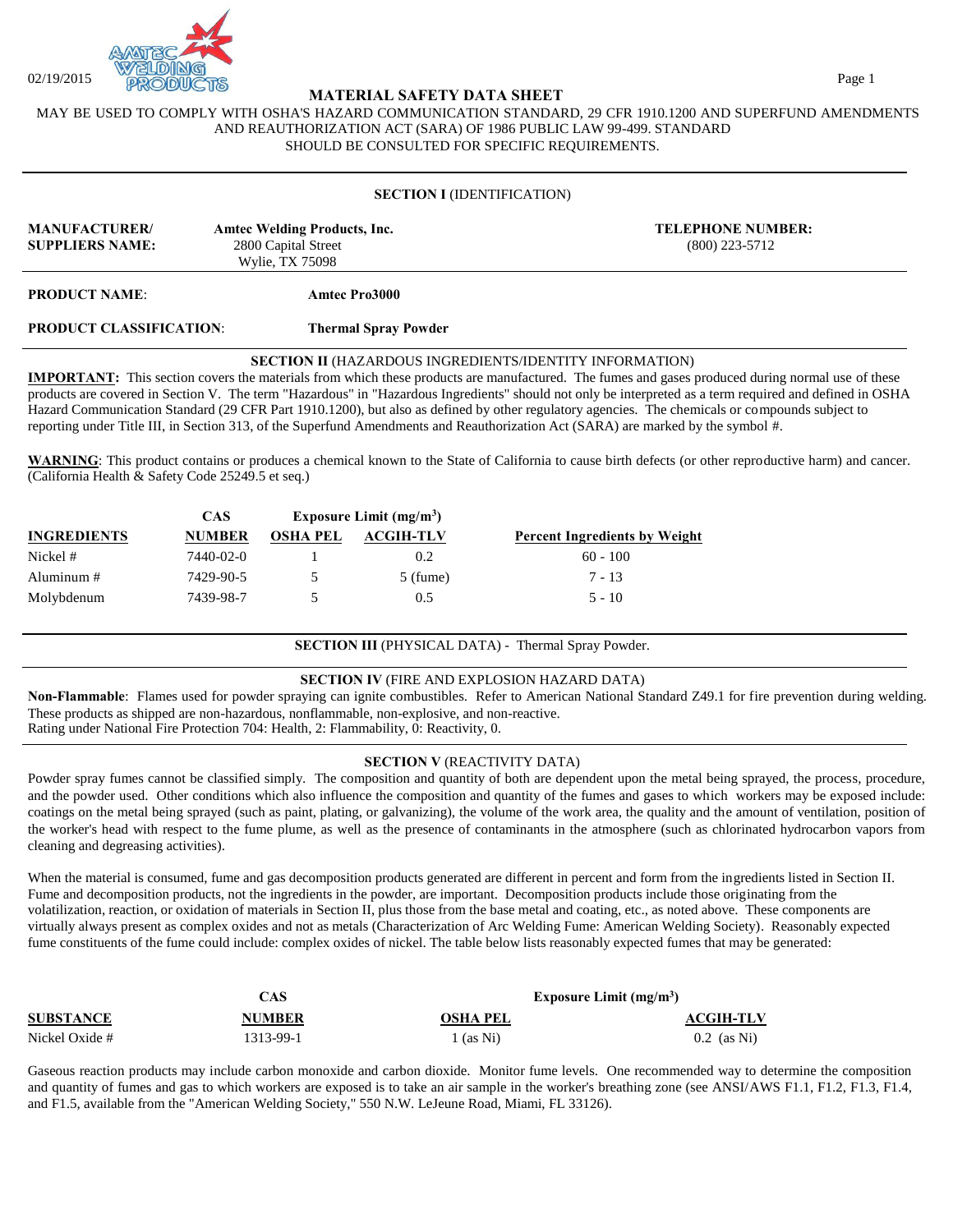02/19/2015

# MATERIAL SAFETY DATA SHEET

MAY BE USED TO COMPLY WITH OSHA'S HAZARD COMMUNICATION STANDARD, 29 CFR 1910.1200 AND SUPERFUND AMENDMENTS AND REAUTHORIZATION ACT (SARA) OF 1986 PUBLIC LAW 99-499. STANDARD SHOULD BE CONSULTED FOR SPECIFIC REQUIREMENTS.

## SECTION I (IDENTIFICATION)

**MANUFACTURER/ SUPPLIERS NAME:** **Amtec Welding Products, Inc.**
2800 Capital Street
Wylie, TX 75098

**TELEPHONE NUMBER:** (800) 223-5712

**PRODUCT NAME**: **Amtec Pro3000**

**PRODUCT CLASSIFICATION**: **Thermal Spray Powder**

## SECTION II (HAZARDOUS INGREDIENTS/IDENTITY INFORMATION)

**IMPORTANT:** This section covers the materials from which these products are manufactured. The fumes and gases produced during normal use of these products are covered in Section V. The term "Hazardous" in "Hazardous Ingredients" should not only be interpreted as a term required and defined in OSHA Hazard Communication Standard (29 CFR Part 1910.1200), but also as defined by other regulatory agencies. The chemicals or compounds subject to reporting under Title III, in Section 313, of the Superfund Amendments and Reauthorization Act (SARA) are marked by the symbol #.

**WARNING**: This product contains or produces a chemical known to the State of California to cause birth defects (or other reproductive harm) and cancer. (California Health & Safety Code 25249.5 et seq.)

| INGREDIENTS | CAS NUMBER | Exposure Limit ($mg/m^3$) OSHA PEL | Exposure Limit ($mg/m^3$) ACGIH-TLV | Percent Ingredients by Weight |
|---|---|---|---|---|
| Nickel # | 7440-02-0 | 1 | 0.2 | 60 - 100 |
| Aluminum # | 7429-90-5 | 5 | 5 (fume) | 7 - 13 |
| Molybdenum | 7439-98-7 | 5 | 0.5 | 5 - 10 |

## SECTION III (PHYSICAL DATA) - Thermal Spray Powder.

## SECTION IV (FIRE AND EXPLOSION HAZARD DATA)

**Non-Flammable**: Flames used for powder spraying can ignite combustibles. Refer to American National Standard Z49.1 for fire prevention during welding. These products as shipped are non-hazardous, nonflammable, non-explosive, and non-reactive.
Rating under National Fire Protection 704: Health, 2: Flammability, 0: Reactivity, 0.

## SECTION V (REACTIVITY DATA)

Powder spray fumes cannot be classified simply. The composition and quantity of both are dependent upon the metal being sprayed, the process, procedure, and the powder used. Other conditions which also influence the composition and quantity of the fumes and gases to which workers may be exposed include: coatings on the metal being sprayed (such as paint, plating, or galvanizing), the volume of the work area, the quality and the amount of ventilation, position of the worker's head with respect to the fume plume, as well as the presence of contaminants in the atmosphere (such as chlorinated hydrocarbon vapors from cleaning and degreasing activities).

When the material is consumed, fume and gas decomposition products generated are different in percent and form from the ingredients listed in Section II. Fume and decomposition products, not the ingredients in the powder, are important. Decomposition products include those originating from the volatilization, reaction, or oxidation of materials in Section II, plus those from the base metal and coating, etc., as noted above. These components are virtually always present as complex oxides and not as metals (Characterization of Arc Welding Fume: American Welding Society). Reasonably expected fume constituents of the fume could include: complex oxides of nickel. The table below lists reasonably expected fumes that may be generated:

| SUBSTANCE | CAS NUMBER | Exposure Limit ($mg/m^3$) OSHA PEL | Exposure Limit ($mg/m^3$) ACGIH-TLV |
|---|---|---|---|
| Nickel Oxide # | 1313-99-1 | 1 (as Ni) | 0.2 (as Ni) |

Gaseous reaction products may include carbon monoxide and carbon dioxide. Monitor fume levels. One recommended way to determine the composition and quantity of fumes and gas to which workers are exposed is to take an air sample in the worker's breathing zone (see ANSI/AWS F1.1, F1.2, F1.3, F1.4, and F1.5, available from the "American Welding Society," 550 N.W. LeJeune Road, Miami, FL 33126).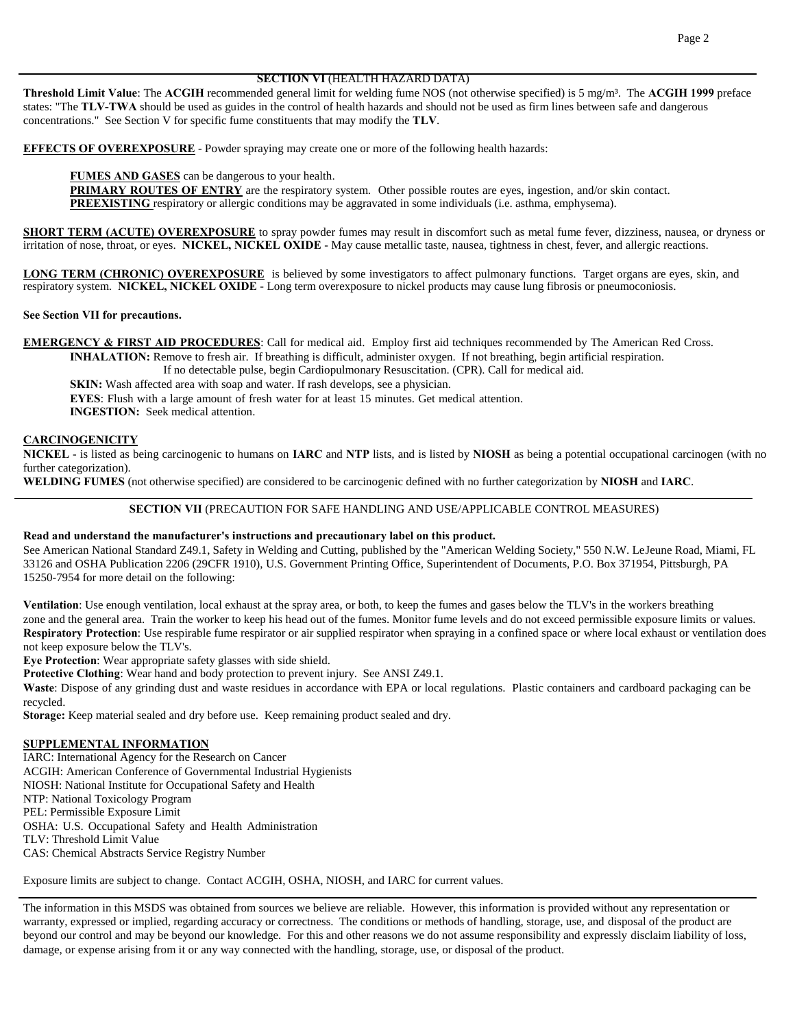## SECTION VI (HEALTH HAZARD DATA)

**Threshold Limit Value**: The **ACGIH** recommended general limit for welding fume NOS (not otherwise specified) is 5 mg/m³. The **ACGIH 1999** preface states: "The **TLV-TWA** should be used as guides in the control of health hazards and should not be used as firm lines between safe and dangerous concentrations." See Section V for specific fume constituents that may modify the **TLV**.

**EFFECTS OF OVEREXPOSURE** - Powder spraying may create one or more of the following health hazards:

**FUMES AND GASES** can be dangerous to your health.
**PRIMARY ROUTES OF ENTRY** are the respiratory system. Other possible routes are eyes, ingestion, and/or skin contact.
**PREEXISTING** respiratory or allergic conditions may be aggravated in some individuals (i.e. asthma, emphysema).

**SHORT TERM (ACUTE) OVEREXPOSURE** to spray powder fumes may result in discomfort such as metal fume fever, dizziness, nausea, or dryness or irritation of nose, throat, or eyes. **NICKEL, NICKEL OXIDE** - May cause metallic taste, nausea, tightness in chest, fever, and allergic reactions.

**LONG TERM (CHRONIC) OVEREXPOSURE** is believed by some investigators to affect pulmonary functions. Target organs are eyes, skin, and respiratory system. **NICKEL, NICKEL OXIDE** - Long term overexposure to nickel products may cause lung fibrosis or pneumoconiosis.

**See Section VII for precautions.**

**EMERGENCY & FIRST AID PROCEDURES**: Call for medical aid. Employ first aid techniques recommended by The American Red Cross.

**INHALATION:** Remove to fresh air. If breathing is difficult, administer oxygen. If not breathing, begin artificial respiration. If no detectable pulse, begin Cardiopulmonary Resuscitation. (CPR). Call for medical aid.
**SKIN:** Wash affected area with soap and water. If rash develops, see a physician.
**EYES**: Flush with a large amount of fresh water for at least 15 minutes. Get medical attention.
**INGESTION:** Seek medical attention.

**CARCINOGENICITY**

**NICKEL** - is listed as being carcinogenic to humans on **IARC** and **NTP** lists, and is listed by **NIOSH** as being a potential occupational carcinogen (with no further categorization).
**WELDING FUMES** (not otherwise specified) are considered to be carcinogenic defined with no further categorization by **NIOSH** and **IARC**.

## SECTION VII (PRECAUTION FOR SAFE HANDLING AND USE/APPLICABLE CONTROL MEASURES)

**Read and understand the manufacturer's instructions and precautionary label on this product.**
See American National Standard Z49.1, Safety in Welding and Cutting, published by the "American Welding Society," 550 N.W. LeJeune Road, Miami, FL 33126 and OSHA Publication 2206 (29CFR 1910), U.S. Government Printing Office, Superintendent of Documents, P.O. Box 371954, Pittsburgh, PA 15250-7954 for more detail on the following:

**Ventilation**: Use enough ventilation, local exhaust at the spray area, or both, to keep the fumes and gases below the TLV's in the workers breathing zone and the general area. Train the worker to keep his head out of the fumes. Monitor fume levels and do not exceed permissible exposure limits or values.
**Respiratory Protection**: Use respirable fume respirator or air supplied respirator when spraying in a confined space or where local exhaust or ventilation does not keep exposure below the TLV's.
**Eye Protection**: Wear appropriate safety glasses with side shield.
**Protective Clothing**: Wear hand and body protection to prevent injury. See ANSI Z49.1.
**Waste**: Dispose of any grinding dust and waste residues in accordance with EPA or local regulations. Plastic containers and cardboard packaging can be recycled.
**Storage:** Keep material sealed and dry before use. Keep remaining product sealed and dry.

**SUPPLEMENTAL INFORMATION**

IARC: International Agency for the Research on Cancer
ACGIH: American Conference of Governmental Industrial Hygienists
NIOSH: National Institute for Occupational Safety and Health
NTP: National Toxicology Program
PEL: Permissible Exposure Limit
OSHA: U.S. Occupational Safety and Health Administration
TLV: Threshold Limit Value
CAS: Chemical Abstracts Service Registry Number

Exposure limits are subject to change. Contact ACGIH, OSHA, NIOSH, and IARC for current values.

The information in this MSDS was obtained from sources we believe are reliable. However, this information is provided without any representation or warranty, expressed or implied, regarding accuracy or correctness. The conditions or methods of handling, storage, use, and disposal of the product are beyond our control and may be beyond our knowledge. For this and other reasons we do not assume responsibility and expressly disclaim liability of loss, damage, or expense arising from it or any way connected with the handling, storage, use, or disposal of the product.